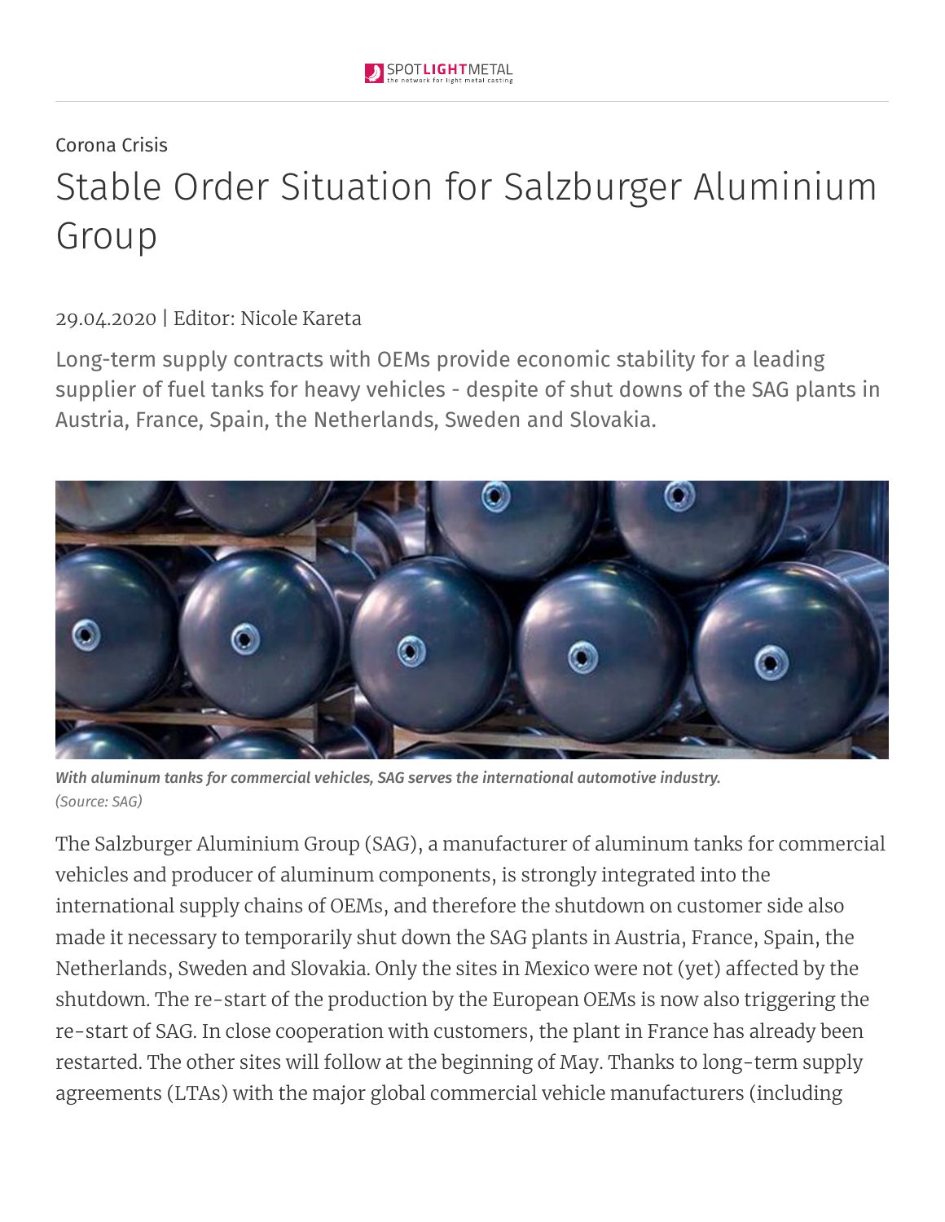Corona Crisis

# Stable Order Situation for Salzburger Aluminium Group

29.04.2020 | Editor: Nicole Kareta

Long-term supply contracts with OEMs provide economic stability for a leading supplier of fuel tanks for heavy vehicles - despite of shut downs of the SAG plants in Austria, France, Spain, the Netherlands, Sweden and Slovakia.

***With aluminum tanks for commercial vehicles, SAG serves the international automotive industry.***
*(Source: SAG)*

The Salzburger Aluminium Group (SAG), a manufacturer of aluminum tanks for commercial vehicles and producer of aluminum components, is strongly integrated into the international supply chains of OEMs, and therefore the shutdown on customer side also made it necessary to temporarily shut down the SAG plants in Austria, France, Spain, the Netherlands, Sweden and Slovakia. Only the sites in Mexico were not (yet) affected by the shutdown. The re-start of the production by the European OEMs is now also triggering the re-start of SAG. In close cooperation with customers, the plant in France has already been restarted. The other sites will follow at the beginning of May. Thanks to long-term supply agreements (LTAs) with the major global commercial vehicle manufacturers (including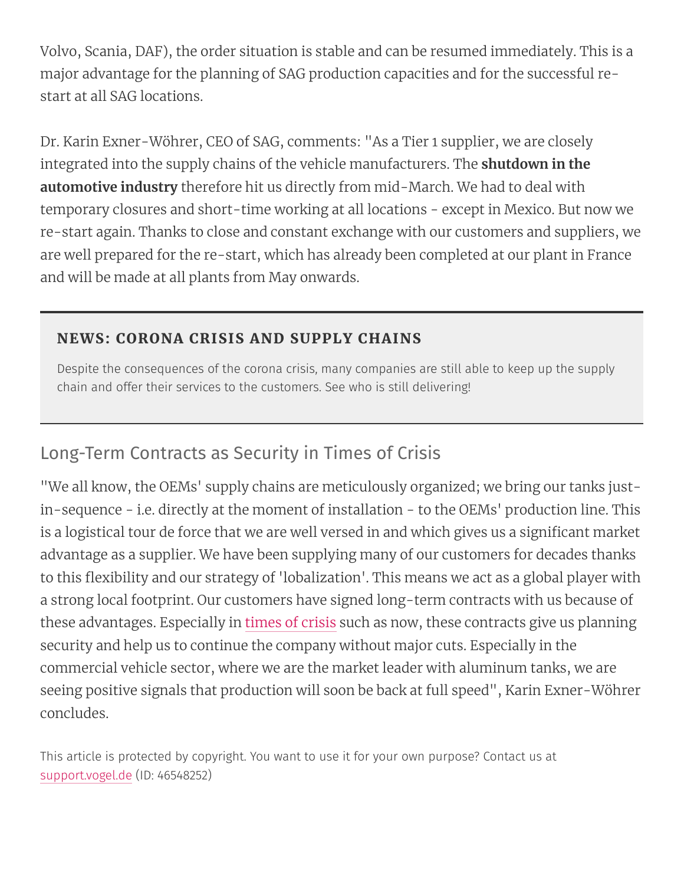Volvo, Scania, DAF), the order situation is stable and can be resumed immediately. This is a major advantage for the planning of SAG production capacities and for the successful re-start at all SAG locations.

Dr. Karin Exner-Wöhrer, CEO of SAG, comments: "As a Tier 1 supplier, we are closely integrated into the supply chains of the vehicle manufacturers. The **shutdown in the automotive industry** therefore hit us directly from mid-March. We had to deal with temporary closures and short-time working at all locations - except in Mexico. But now we re-start again. Thanks to close and constant exchange with our customers and suppliers, we are well prepared for the re-start, which has already been completed at our plant in France and will be made at all plants from May onwards.

**NEWS: CORONA CRISIS AND SUPPLY CHAINS**

Despite the consequences of the corona crisis, many companies are still able to keep up the supply chain and offer their services to the customers. See who is still delivering!

## Long-Term Contracts as Security in Times of Crisis

"We all know, the OEMs' supply chains are meticulously organized; we bring our tanks just-in-sequence - i.e. directly at the moment of installation - to the OEMs' production line. This is a logistical tour de force that we are well versed in and which gives us a significant market advantage as a supplier. We have been supplying many of our customers for decades thanks to this flexibility and our strategy of 'lobalization'. This means we act as a global player with a strong local footprint. Our customers have signed long-term contracts with us because of these advantages. Especially in times of crisis such as now, these contracts give us planning security and help us to continue the company without major cuts. Especially in the commercial vehicle sector, where we are the market leader with aluminum tanks, we are seeing positive signals that production will soon be back at full speed", Karin Exner-Wöhrer concludes.

This article is protected by copyright. You want to use it for your own purpose? Contact us at support.vogel.de (ID: 46548252)